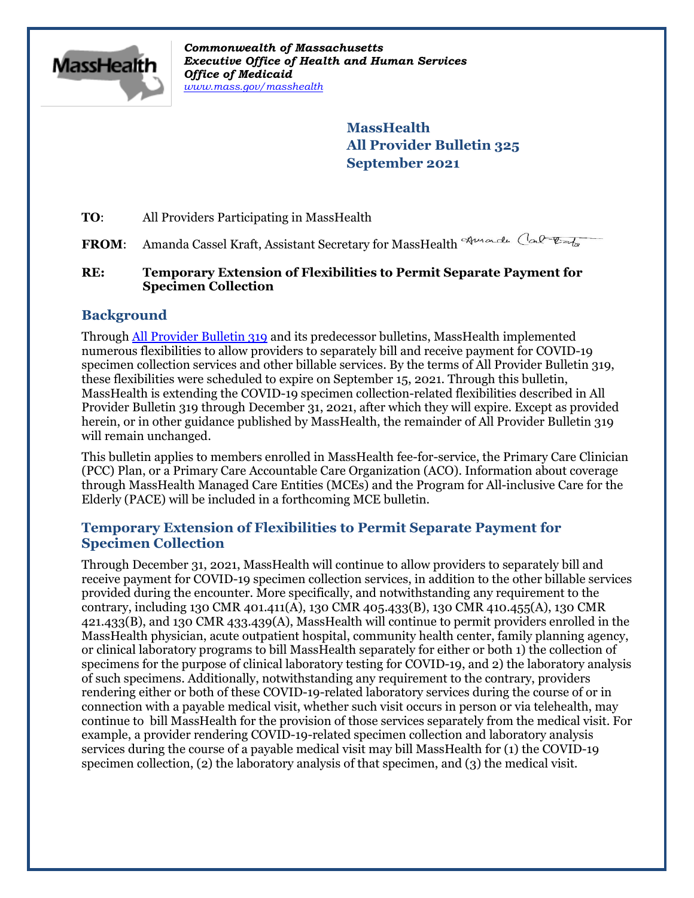*Commonwealth of Massachusetts*
*Executive Office of Health and Human Services*
*Office of Medicaid*
*www.mass.gov/masshealth*

**MassHealth**
**All Provider Bulletin 325**
**September 2021**

**TO**: All Providers Participating in MassHealth

**FROM**: Amanda Cassel Kraft, Assistant Secretary for MassHealth

**RE: Temporary Extension of Flexibilities to Permit Separate Payment for Specimen Collection**

## Background

Through All Provider Bulletin 319 and its predecessor bulletins, MassHealth implemented numerous flexibilities to allow providers to separately bill and receive payment for COVID-19 specimen collection services and other billable services. By the terms of All Provider Bulletin 319, these flexibilities were scheduled to expire on September 15, 2021. Through this bulletin, MassHealth is extending the COVID-19 specimen collection-related flexibilities described in All Provider Bulletin 319 through December 31, 2021, after which they will expire. Except as provided herein, or in other guidance published by MassHealth, the remainder of All Provider Bulletin 319 will remain unchanged.

This bulletin applies to members enrolled in MassHealth fee-for-service, the Primary Care Clinician (PCC) Plan, or a Primary Care Accountable Care Organization (ACO). Information about coverage through MassHealth Managed Care Entities (MCEs) and the Program for All-inclusive Care for the Elderly (PACE) will be included in a forthcoming MCE bulletin.

## Temporary Extension of Flexibilities to Permit Separate Payment for Specimen Collection

Through December 31, 2021, MassHealth will continue to allow providers to separately bill and receive payment for COVID-19 specimen collection services, in addition to the other billable services provided during the encounter. More specifically, and notwithstanding any requirement to the contrary, including 130 CMR 401.411(A), 130 CMR 405.433(B), 130 CMR 410.455(A), 130 CMR 421.433(B), and 130 CMR 433.439(A), MassHealth will continue to permit providers enrolled in the MassHealth physician, acute outpatient hospital, community health center, family planning agency, or clinical laboratory programs to bill MassHealth separately for either or both 1) the collection of specimens for the purpose of clinical laboratory testing for COVID-19, and 2) the laboratory analysis of such specimens. Additionally, notwithstanding any requirement to the contrary, providers rendering either or both of these COVID-19-related laboratory services during the course of or in connection with a payable medical visit, whether such visit occurs in person or via telehealth, may continue to bill MassHealth for the provision of those services separately from the medical visit. For example, a provider rendering COVID-19-related specimen collection and laboratory analysis services during the course of a payable medical visit may bill MassHealth for (1) the COVID-19 specimen collection, (2) the laboratory analysis of that specimen, and (3) the medical visit.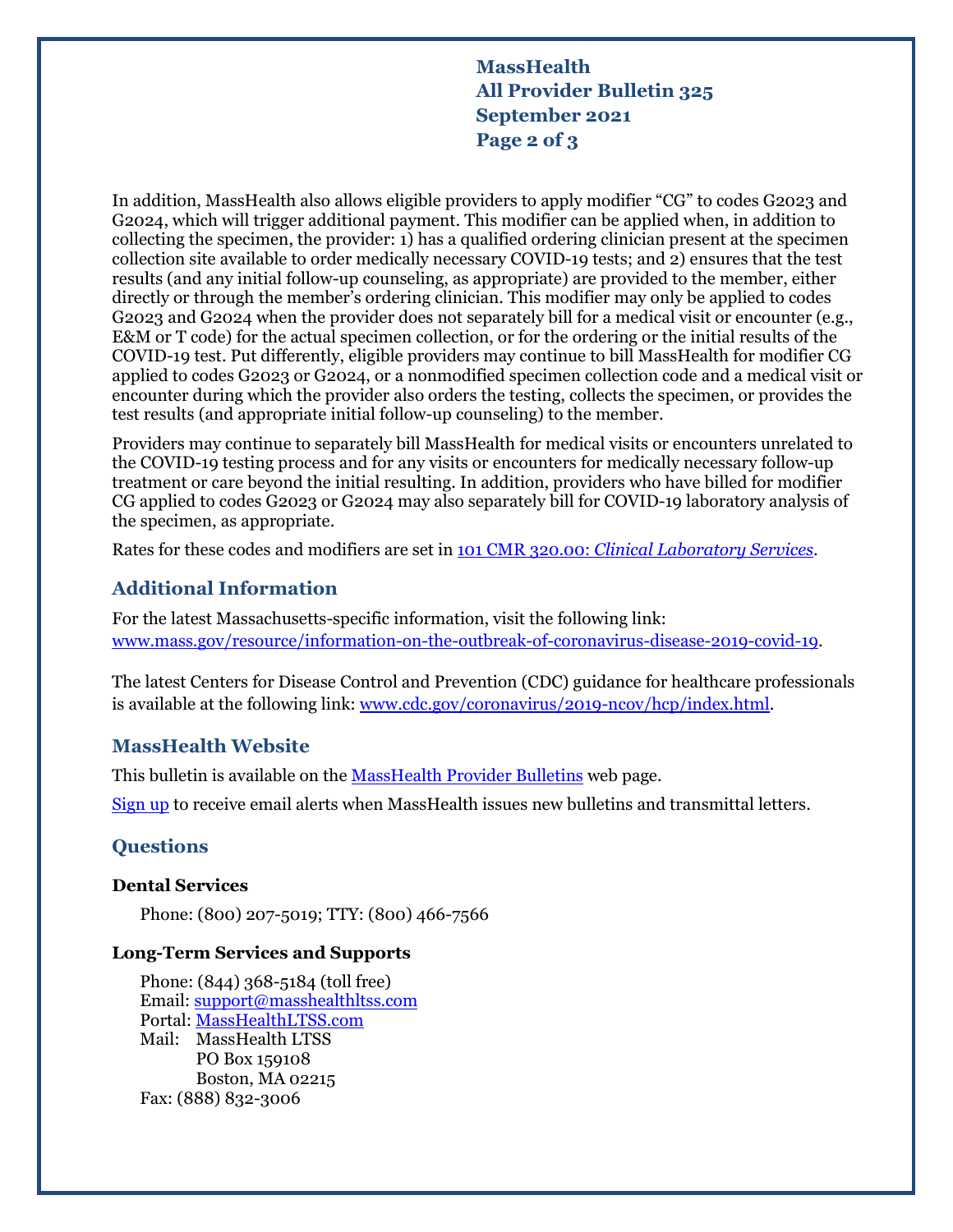In addition, MassHealth also allows eligible providers to apply modifier "CG" to codes G2023 and G2024, which will trigger additional payment. This modifier can be applied when, in addition to collecting the specimen, the provider: 1) has a qualified ordering clinician present at the specimen collection site available to order medically necessary COVID-19 tests; and 2) ensures that the test results (and any initial follow-up counseling, as appropriate) are provided to the member, either directly or through the member's ordering clinician. This modifier may only be applied to codes G2023 and G2024 when the provider does not separately bill for a medical visit or encounter (e.g., E&M or T code) for the actual specimen collection, or for the ordering or the initial results of the COVID-19 test. Put differently, eligible providers may continue to bill MassHealth for modifier CG applied to codes G2023 or G2024, or a nonmodified specimen collection code and a medical visit or encounter during which the provider also orders the testing, collects the specimen, or provides the test results (and appropriate initial follow-up counseling) to the member.

Providers may continue to separately bill MassHealth for medical visits or encounters unrelated to the COVID-19 testing process and for any visits or encounters for medically necessary follow-up treatment or care beyond the initial resulting. In addition, providers who have billed for modifier CG applied to codes G2023 or G2024 may also separately bill for COVID-19 laboratory analysis of the specimen, as appropriate.

Rates for these codes and modifiers are set in [101 CMR 320.00: *Clinical Laboratory Services*](101 CMR 320.00: Clinical Laboratory Services).

## Additional Information

For the latest Massachusetts-specific information, visit the following link: [www.mass.gov/resource/information-on-the-outbreak-of-coronavirus-disease-2019-covid-19](http://www.mass.gov/resource/information-on-the-outbreak-of-coronavirus-disease-2019-covid-19).

The latest Centers for Disease Control and Prevention (CDC) guidance for healthcare professionals is available at the following link: [www.cdc.gov/coronavirus/2019-ncov/hcp/index.html](http://www.cdc.gov/coronavirus/2019-ncov/hcp/index.html).

## MassHealth Website

This bulletin is available on the MassHealth Provider Bulletins web page.

Sign up to receive email alerts when MassHealth issues new bulletins and transmittal letters.

## Questions

### Dental Services

Phone: (800) 207-5019; TTY: (800) 466-7566

### Long-Term Services and Supports

Phone: (844) 368-5184 (toll free)
Email: support@masshealthltss.com
Portal: MassHealthLTSS.com
Mail: MassHealth LTSS
PO Box 159108
Boston, MA 02215
Fax: (888) 832-3006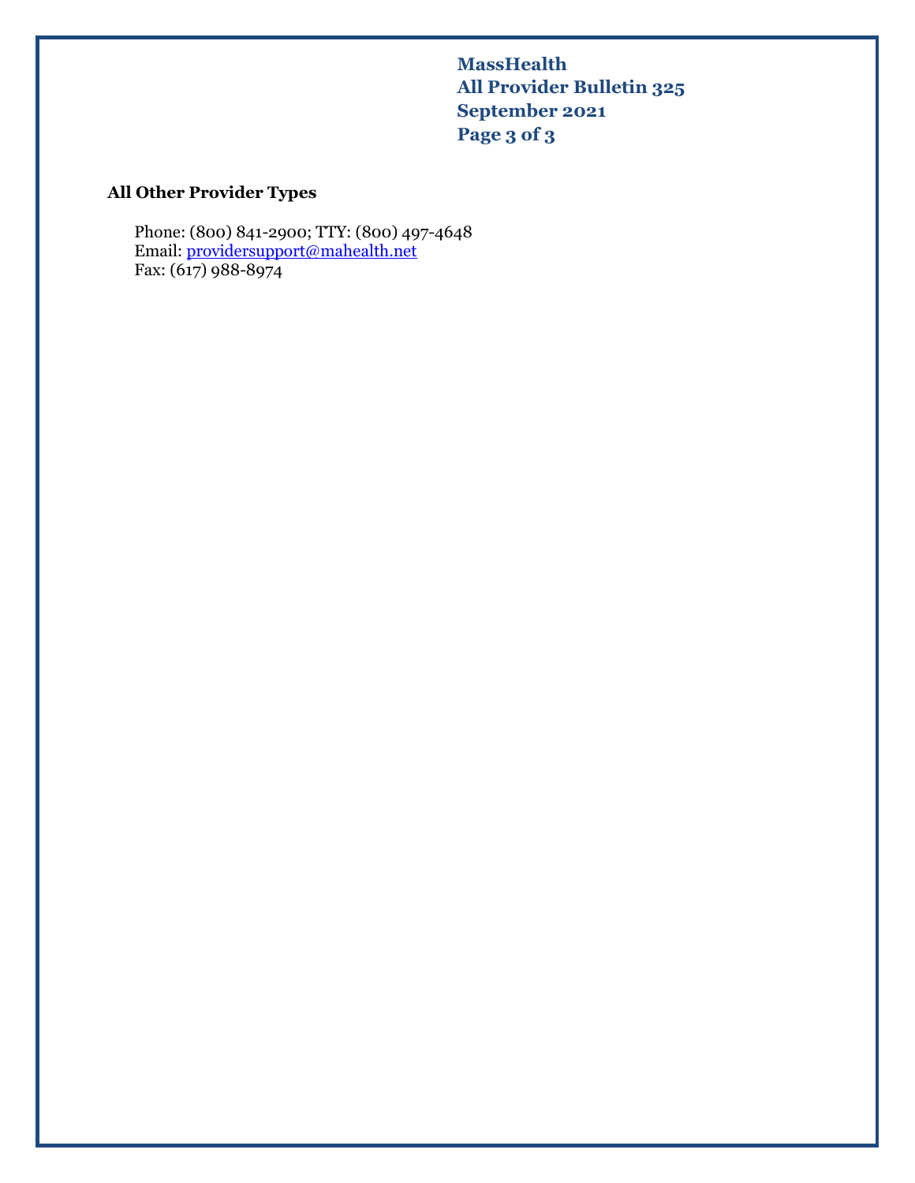**All Other Provider Types**

Phone: (800) 841-2900; TTY: (800) 497-4648
Email: providersupport@mahealth.net
Fax: (617) 988-8974